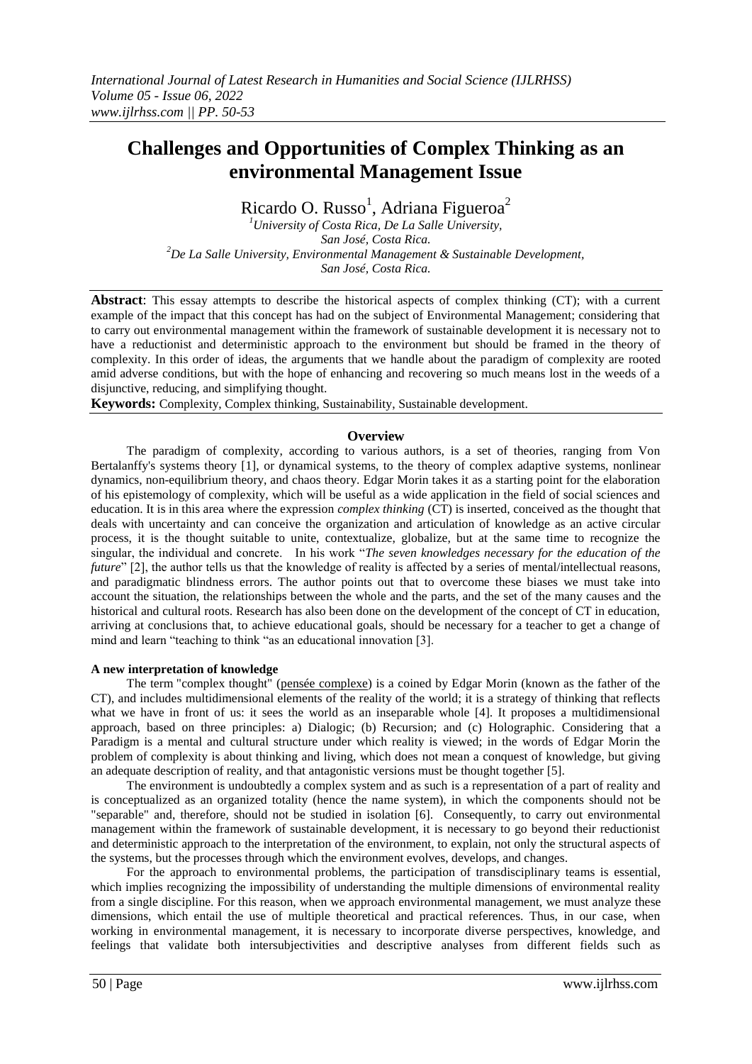# Challenges and Opportunities of Complex Thinking as an environmental Management Issue

Ricardo O. Russo[1], Adriana Figueroa[2]

[1]University of Costa Rica, De La Salle University, San José, Costa Rica.
[2]De La Salle University, Environmental Management & Sustainable Development, San José, Costa Rica.

**Abstract**: This essay attempts to describe the historical aspects of complex thinking (CT); with a current example of the impact that this concept has had on the subject of Environmental Management; considering that to carry out environmental management within the framework of sustainable development it is necessary not to have a reductionist and deterministic approach to the environment but should be framed in the theory of complexity. In this order of ideas, the arguments that we handle about the paradigm of complexity are rooted amid adverse conditions, but with the hope of enhancing and recovering so much means lost in the weeds of a disjunctive, reducing, and simplifying thought.

**Keywords:** Complexity, Complex thinking, Sustainability, Sustainable development.

## Overview

The paradigm of complexity, according to various authors, is a set of theories, ranging from Von Bertalanffy's systems theory [1], or dynamical systems, to the theory of complex adaptive systems, nonlinear dynamics, non-equilibrium theory, and chaos theory. Edgar Morin takes it as a starting point for the elaboration of his epistemology of complexity, which will be useful as a wide application in the field of social sciences and education. It is in this area where the expression *complex thinking* (CT) is inserted, conceived as the thought that deals with uncertainty and can conceive the organization and articulation of knowledge as an active circular process, it is the thought suitable to unite, contextualize, globalize, but at the same time to recognize the singular, the individual and concrete. In his work "*The seven knowledges necessary for the education of the future*" [2], the author tells us that the knowledge of reality is affected by a series of mental/intellectual reasons, and paradigmatic blindness errors. The author points out that to overcome these biases we must take into account the situation, the relationships between the whole and the parts, and the set of the many causes and the historical and cultural roots. Research has also been done on the development of the concept of CT in education, arriving at conclusions that, to achieve educational goals, should be necessary for a teacher to get a change of mind and learn "teaching to think "as an educational innovation [3].

### A new interpretation of knowledge

The term "complex thought" (pensée complexe) is a coined by Edgar Morin (known as the father of the CT), and includes multidimensional elements of the reality of the world; it is a strategy of thinking that reflects what we have in front of us: it sees the world as an inseparable whole [4]. It proposes a multidimensional approach, based on three principles: a) Dialogic; (b) Recursion; and (c) Holographic. Considering that a Paradigm is a mental and cultural structure under which reality is viewed; in the words of Edgar Morin the problem of complexity is about thinking and living, which does not mean a conquest of knowledge, but giving an adequate description of reality, and that antagonistic versions must be thought together [5].

The environment is undoubtedly a complex system and as such is a representation of a part of reality and is conceptualized as an organized totality (hence the name system), in which the components should not be "separable" and, therefore, should not be studied in isolation [6]. Consequently, to carry out environmental management within the framework of sustainable development, it is necessary to go beyond their reductionist and deterministic approach to the interpretation of the environment, to explain, not only the structural aspects of the systems, but the processes through which the environment evolves, develops, and changes.

For the approach to environmental problems, the participation of transdisciplinary teams is essential, which implies recognizing the impossibility of understanding the multiple dimensions of environmental reality from a single discipline. For this reason, when we approach environmental management, we must analyze these dimensions, which entail the use of multiple theoretical and practical references. Thus, in our case, when working in environmental management, it is necessary to incorporate diverse perspectives, knowledge, and feelings that validate both intersubjectivities and descriptive analyses from different fields such as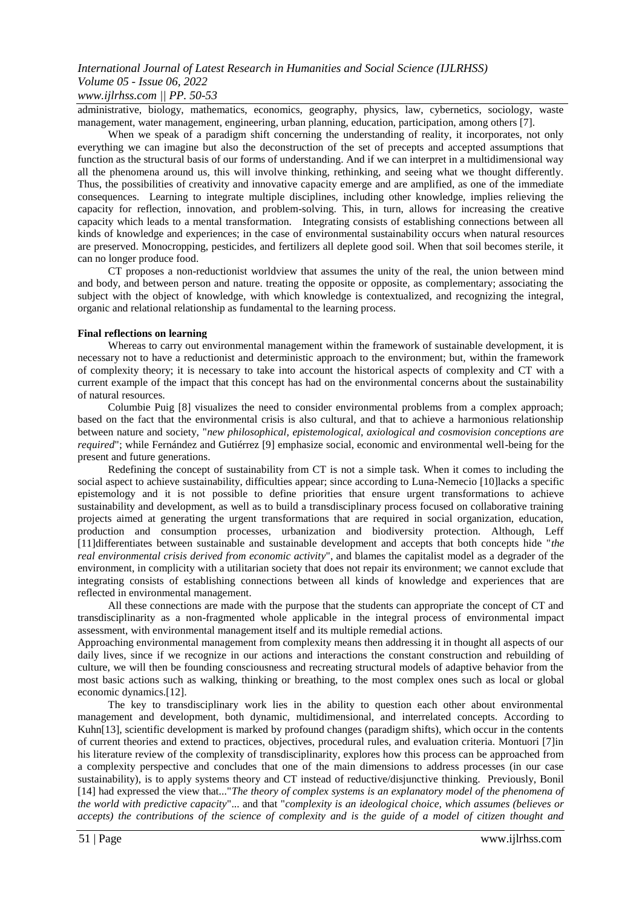administrative, biology, mathematics, economics, geography, physics, law, cybernetics, sociology, waste management, water management, engineering, urban planning, education, participation, among others [7].

When we speak of a paradigm shift concerning the understanding of reality, it incorporates, not only everything we can imagine but also the deconstruction of the set of precepts and accepted assumptions that function as the structural basis of our forms of understanding. And if we can interpret in a multidimensional way all the phenomena around us, this will involve thinking, rethinking, and seeing what we thought differently. Thus, the possibilities of creativity and innovative capacity emerge and are amplified, as one of the immediate consequences. Learning to integrate multiple disciplines, including other knowledge, implies relieving the capacity for reflection, innovation, and problem-solving. This, in turn, allows for increasing the creative capacity which leads to a mental transformation. Integrating consists of establishing connections between all kinds of knowledge and experiences; in the case of environmental sustainability occurs when natural resources are preserved. Monocropping, pesticides, and fertilizers all deplete good soil. When that soil becomes sterile, it can no longer produce food.

CT proposes a non-reductionist worldview that assumes the unity of the real, the union between mind and body, and between person and nature. treating the opposite or opposite, as complementary; associating the subject with the object of knowledge, with which knowledge is contextualized, and recognizing the integral, organic and relational relationship as fundamental to the learning process.

**Final reflections on learning**

Whereas to carry out environmental management within the framework of sustainable development, it is necessary not to have a reductionist and deterministic approach to the environment; but, within the framework of complexity theory; it is necessary to take into account the historical aspects of complexity and CT with a current example of the impact that this concept has had on the environmental concerns about the sustainability of natural resources.

Columbie Puig [8] visualizes the need to consider environmental problems from a complex approach; based on the fact that the environmental crisis is also cultural, and that to achieve a harmonious relationship between nature and society, "*new philosophical, epistemological, axiological and cosmovision conceptions are required*"; while Fernández and Gutiérrez [9] emphasize social, economic and environmental well-being for the present and future generations.

Redefining the concept of sustainability from CT is not a simple task. When it comes to including the social aspect to achieve sustainability, difficulties appear; since according to Luna-Nemecio [10]lacks a specific epistemology and it is not possible to define priorities that ensure urgent transformations to achieve sustainability and development, as well as to build a transdisciplinary process focused on collaborative training projects aimed at generating the urgent transformations that are required in social organization, education, production and consumption processes, urbanization and biodiversity protection. Although, Leff [11]differentiates between sustainable and sustainable development and accepts that both concepts hide "*the real environmental crisis derived from economic activity*", and blames the capitalist model as a degrader of the environment, in complicity with a utilitarian society that does not repair its environment; we cannot exclude that integrating consists of establishing connections between all kinds of knowledge and experiences that are reflected in environmental management.

All these connections are made with the purpose that the students can appropriate the concept of CT and transdisciplinarity as a non-fragmented whole applicable in the integral process of environmental impact assessment, with environmental management itself and its multiple remedial actions.

Approaching environmental management from complexity means then addressing it in thought all aspects of our daily lives, since if we recognize in our actions and interactions the constant construction and rebuilding of culture, we will then be founding consciousness and recreating structural models of adaptive behavior from the most basic actions such as walking, thinking or breathing, to the most complex ones such as local or global economic dynamics.[12].

The key to transdisciplinary work lies in the ability to question each other about environmental management and development, both dynamic, multidimensional, and interrelated concepts. According to Kuhn[13], scientific development is marked by profound changes (paradigm shifts), which occur in the contents of current theories and extend to practices, objectives, procedural rules, and evaluation criteria. Montuori [7]in his literature review of the complexity of transdisciplinarity, explores how this process can be approached from a complexity perspective and concludes that one of the main dimensions to address processes (in our case sustainability), is to apply systems theory and CT instead of reductive/disjunctive thinking. Previously, Bonil [14] had expressed the view that..."*The theory of complex systems is an explanatory model of the phenomena of the world with predictive capacity*"... and that "*complexity is an ideological choice, which assumes (believes or accepts) the contributions of the science of complexity and is the guide of a model of citizen thought and*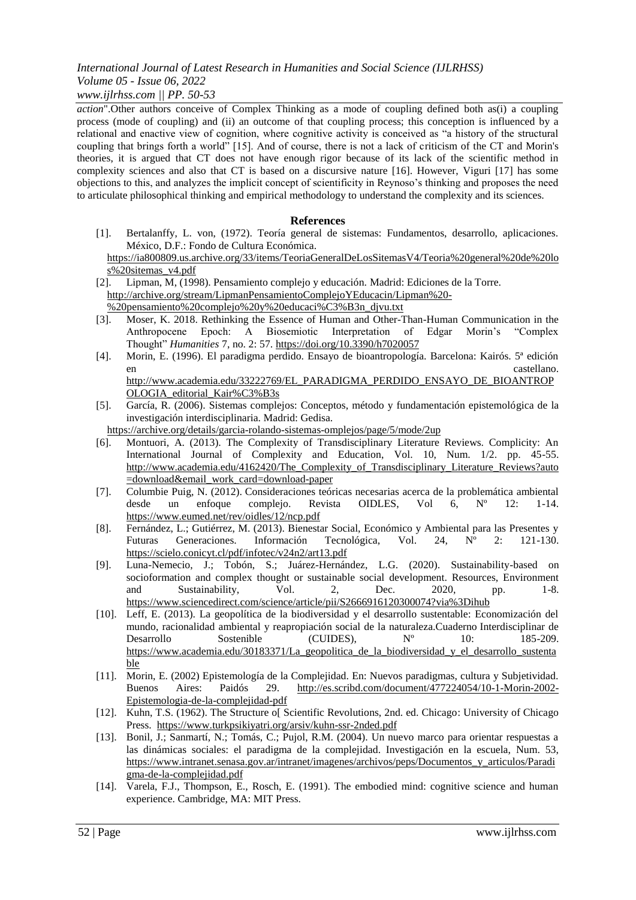*action*".Other authors conceive of Complex Thinking as a mode of coupling defined both as(i) a coupling process (mode of coupling) and (ii) an outcome of that coupling process; this conception is influenced by a relational and enactive view of cognition, where cognitive activity is conceived as "a history of the structural coupling that brings forth a world" [15]. And of course, there is not a lack of criticism of the CT and Morin's theories, it is argued that CT does not have enough rigor because of its lack of the scientific method in complexity sciences and also that CT is based on a discursive nature [16]. However, Viguri [17] has some objections to this, and analyzes the implicit concept of scientificity in Reynoso's thinking and proposes the need to articulate philosophical thinking and empirical methodology to understand the complexity and its sciences.

## References

[1]. Bertalanffy, L. von, (1972). Teoría general de sistemas: Fundamentos, desarrollo, aplicaciones. México, D.F.: Fondo de Cultura Económica. https://ia800809.us.archive.org/33/items/TeoriaGeneralDeLosSitemasV4/Teoria%20general%20de%20los%20sitemas_v4.pdf

[2]. Lipman, M, (1998). Pensamiento complejo y educación. Madrid: Ediciones de la Torre. http://archive.org/stream/LipmanPensamientoComplejoYEducacin/Lipman%20-%20pensamiento%20complejo%20y%20educaci%C3%B3n_djvu.txt

[3]. Moser, K. 2018. Rethinking the Essence of Human and Other-Than-Human Communication in the Anthropocene Epoch: A Biosemiotic Interpretation of Edgar Morin's "Complex Thought" *Humanities* 7, no. 2: 57. https://doi.org/10.3390/h7020057

[4]. Morin, E. (1996). El paradigma perdido. Ensayo de bioantropología. Barcelona: Kairós. 5ª edición en castellano. http://www.academia.edu/33222769/EL_PARADIGMA_PERDIDO_ENSAYO_DE_BIOANTROPOLOGIA_editorial_Kair%C3%B3s

[5]. García, R. (2006). Sistemas complejos: Conceptos, método y fundamentación epistemológica de la investigación interdisciplinaria. Madrid: Gedisa. https://archive.org/details/garcia-rolando-sistemas-omplejos/page/5/mode/2up

[6]. Montuori, A. (2013). The Complexity of Transdisciplinary Literature Reviews. Complicity: An International Journal of Complexity and Education, Vol. 10, Num. 1/2. pp. 45-55. http://www.academia.edu/4162420/The_Complexity_of_Transdisciplinary_Literature_Reviews?auto=download&email_work_card=download-paper

[7]. Columbie Puig, N. (2012). Consideraciones teóricas necesarias acerca de la problemática ambiental desde un enfoque complejo. Revista OIDLES, Vol 6, Nº 12: 1-14. https://www.eumed.net/rev/oidles/12/ncp.pdf

[8]. Fernández, L.; Gutiérrez, M. (2013). Bienestar Social, Económico y Ambiental para las Presentes y Futuras Generaciones. Información Tecnológica, Vol. 24, Nº 2: 121-130. https://scielo.conicyt.cl/pdf/infotec/v24n2/art13.pdf

[9]. Luna-Nemecio, J.; Tobón, S.; Juárez-Hernández, L.G. (2020). Sustainability-based on socioformation and complex thought or sustainable social development. Resources, Environment and Sustainability, Vol. 2, Dec. 2020, pp. 1-8. https://www.sciencedirect.com/science/article/pii/S2666916120300074?via%3Dihub

[10]. Leff, E. (2013). La geopolítica de la biodiversidad y el desarrollo sustentable: Economización del mundo, racionalidad ambiental y reapropiación social de la naturaleza.Cuaderno Interdisciplinar de Desarrollo Sostenible (CUIDES), Nº 10: 185-209. https://www.academia.edu/30183371/La_geopolitica_de_la_biodiversidad_y_el_desarrollo_sustentable

[11]. Morin, E. (2002) Epistemología de la Complejidad. En: Nuevos paradigmas, cultura y Subjetividad. Buenos Aires: Paidós 29. http://es.scribd.com/document/477224054/10-1-Morin-2002-Epistemologia-de-la-complejidad-pdf

[12]. Kuhn, T.S. (1962). The Structure o[ Scientific Revolutions, 2nd. ed. Chicago: University of Chicago Press. https://www.turkpsikiyatri.org/arsiv/kuhn-ssr-2nded.pdf

[13]. Bonil, J.; Sanmartí, N.; Tomás, C.; Pujol, R.M. (2004). Un nuevo marco para orientar respuestas a las dinámicas sociales: el paradigma de la complejidad. Investigación en la escuela, Num. 53, https://www.intranet.senasa.gov.ar/intranet/imagenes/archivos/peps/Documentos_y_articulos/Paradigma-de-la-complejidad.pdf

[14]. Varela, F.J., Thompson, E., Rosch, E. (1991). The embodied mind: cognitive science and human experience. Cambridge, MA: MIT Press.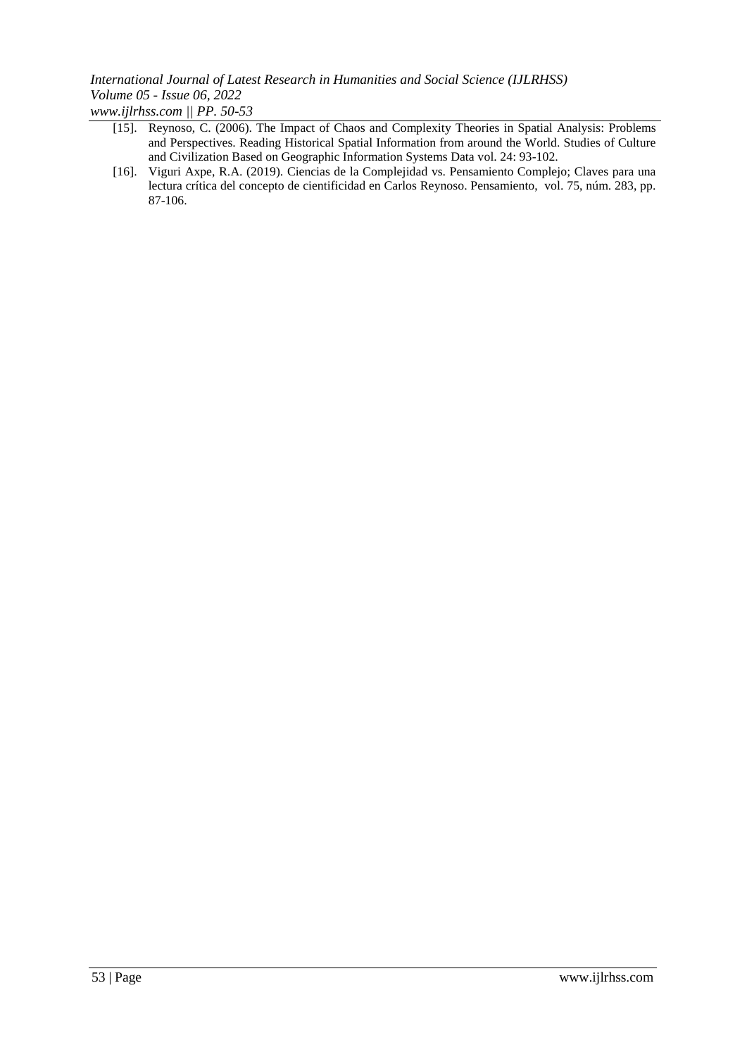[15]. Reynoso, C. (2006). The Impact of Chaos and Complexity Theories in Spatial Analysis: Problems and Perspectives. Reading Historical Spatial Information from around the World. Studies of Culture and Civilization Based on Geographic Information Systems Data vol. 24: 93-102.

[16]. Viguri Axpe, R.A. (2019). Ciencias de la Complejidad vs. Pensamiento Complejo; Claves para una lectura crítica del concepto de cientificidad en Carlos Reynoso. Pensamiento, vol. 75, núm. 283, pp. 87-106.